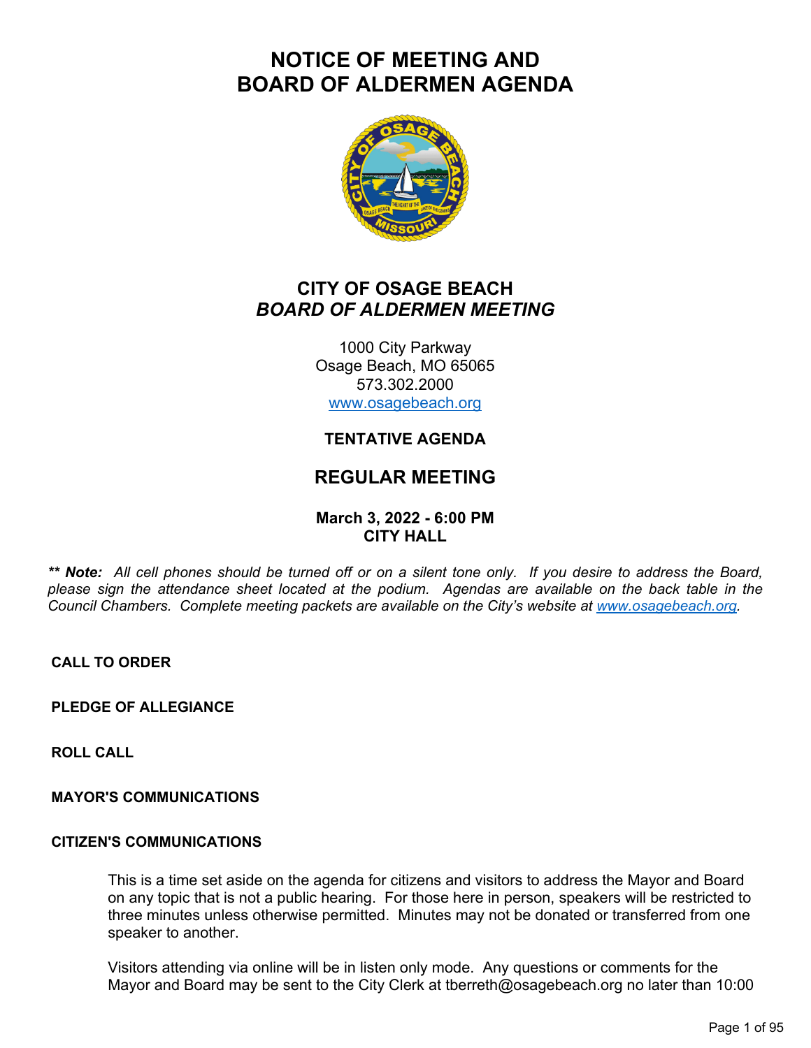# NOTICE OF MEETING AND BOARD OF ALDERMEN AGENDA

## CITY OF OSAGE BEACH
## *BOARD OF ALDERMEN MEETING*

1000 City Parkway
Osage Beach, MO 65065
573.302.2000
www.osagebeach.org

### TENTATIVE AGENDA

## REGULAR MEETING

**March 3, 2022 - 6:00 PM**
**CITY HALL**

*** **Note:** All cell phones should be turned off or on a silent tone only. If you desire to address the Board, please sign the attendance sheet located at the podium. Agendas are available on the back table in the Council Chambers. Complete meeting packets are available on the City's website at www.osagebeach.org.*

**CALL TO ORDER**

**PLEDGE OF ALLEGIANCE**

**ROLL CALL**

**MAYOR'S COMMUNICATIONS**

**CITIZEN'S COMMUNICATIONS**

This is a time set aside on the agenda for citizens and visitors to address the Mayor and Board on any topic that is not a public hearing. For those here in person, speakers will be restricted to three minutes unless otherwise permitted. Minutes may not be donated or transferred from one speaker to another.

Visitors attending via online will be in listen only mode. Any questions or comments for the Mayor and Board may be sent to the City Clerk at tberreth@osagebeach.org no later than 10:00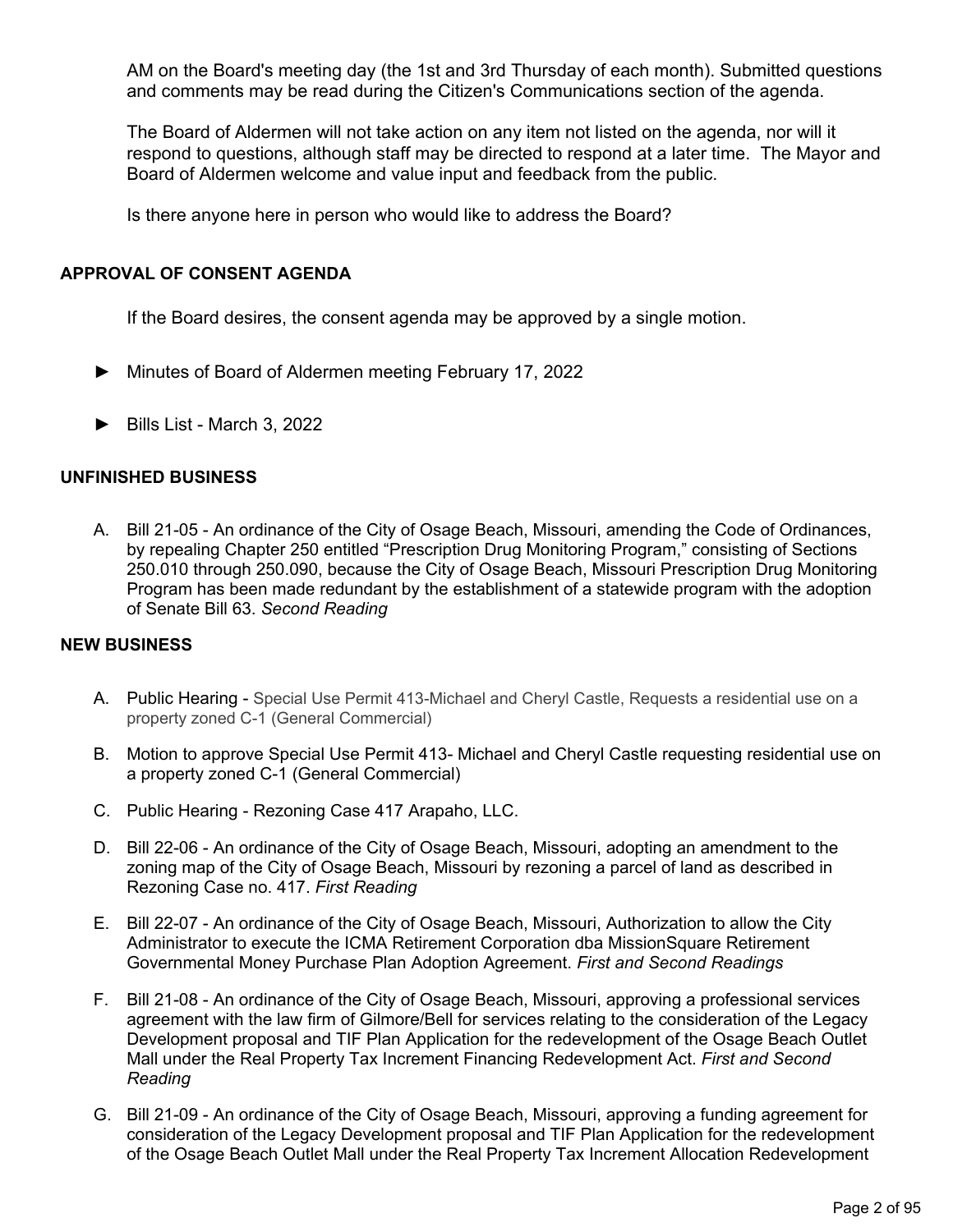AM on the Board's meeting day (the 1st and 3rd Thursday of each month). Submitted questions and comments may be read during the Citizen's Communications section of the agenda.

The Board of Aldermen will not take action on any item not listed on the agenda, nor will it respond to questions, although staff may be directed to respond at a later time. The Mayor and Board of Aldermen welcome and value input and feedback from the public.

Is there anyone here in person who would like to address the Board?

**APPROVAL OF CONSENT AGENDA**

If the Board desires, the consent agenda may be approved by a single motion.

► Minutes of Board of Aldermen meeting February 17, 2022

► Bills List - March 3, 2022

**UNFINISHED BUSINESS**

A. Bill 21-05 - An ordinance of the City of Osage Beach, Missouri, amending the Code of Ordinances, by repealing Chapter 250 entitled "Prescription Drug Monitoring Program," consisting of Sections 250.010 through 250.090, because the City of Osage Beach, Missouri Prescription Drug Monitoring Program has been made redundant by the establishment of a statewide program with the adoption of Senate Bill 63. *Second Reading*

**NEW BUSINESS**

A. Public Hearing - Special Use Permit 413-Michael and Cheryl Castle, Requests a residential use on a property zoned C-1 (General Commercial)

B. Motion to approve Special Use Permit 413- Michael and Cheryl Castle requesting residential use on a property zoned C-1 (General Commercial)

C. Public Hearing - Rezoning Case 417 Arapaho, LLC.

D. Bill 22-06 - An ordinance of the City of Osage Beach, Missouri, adopting an amendment to the zoning map of the City of Osage Beach, Missouri by rezoning a parcel of land as described in Rezoning Case no. 417. *First Reading*

E. Bill 22-07 - An ordinance of the City of Osage Beach, Missouri, Authorization to allow the City Administrator to execute the ICMA Retirement Corporation dba MissionSquare Retirement Governmental Money Purchase Plan Adoption Agreement. *First and Second Readings*

F. Bill 21-08 - An ordinance of the City of Osage Beach, Missouri, approving a professional services agreement with the law firm of Gilmore/Bell for services relating to the consideration of the Legacy Development proposal and TIF Plan Application for the redevelopment of the Osage Beach Outlet Mall under the Real Property Tax Increment Financing Redevelopment Act. *First and Second Reading*

G. Bill 21-09 - An ordinance of the City of Osage Beach, Missouri, approving a funding agreement for consideration of the Legacy Development proposal and TIF Plan Application for the redevelopment of the Osage Beach Outlet Mall under the Real Property Tax Increment Allocation Redevelopment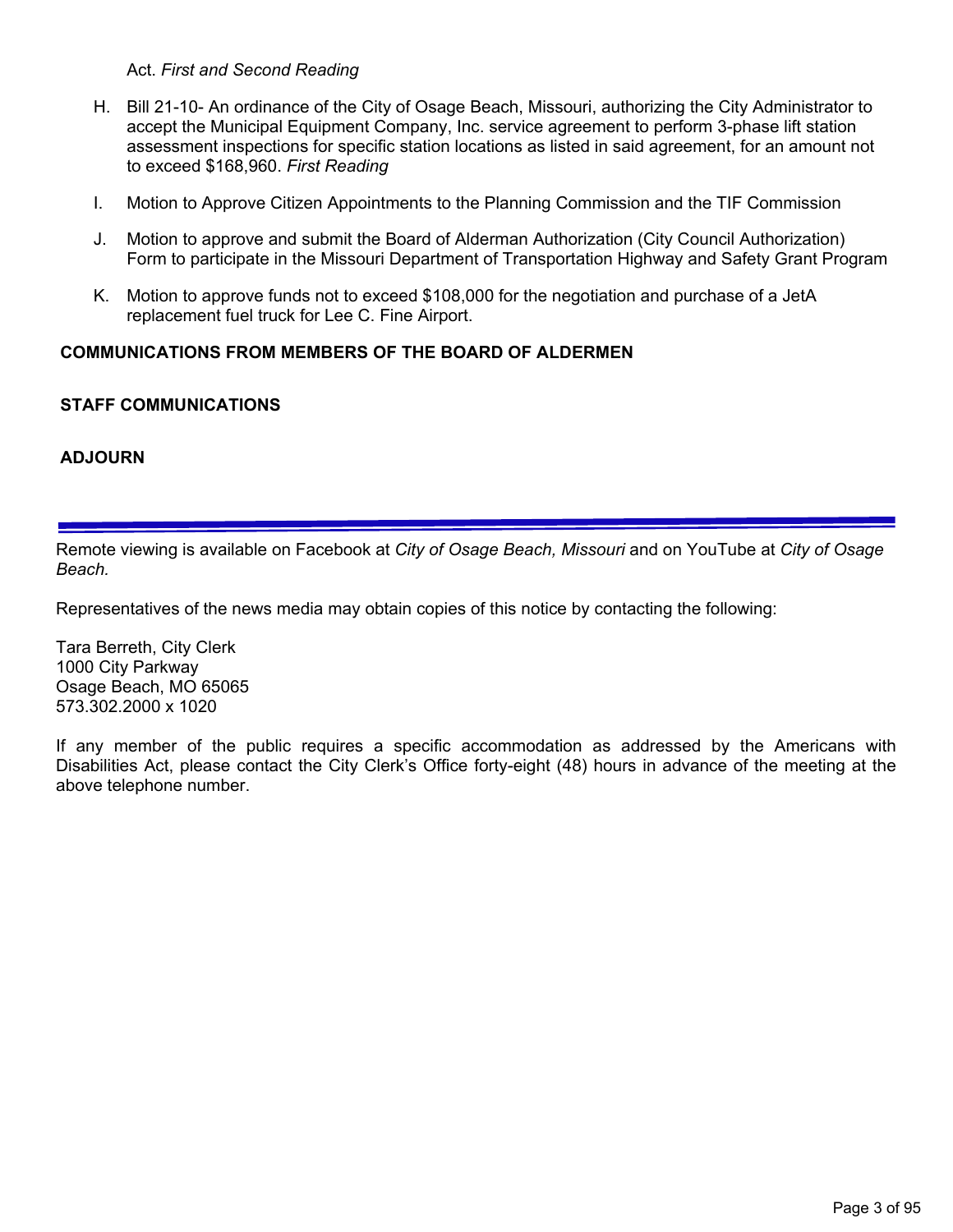Act. *First and Second Reading*

H. Bill 21-10- An ordinance of the City of Osage Beach, Missouri, authorizing the City Administrator to accept the Municipal Equipment Company, Inc. service agreement to perform 3-phase lift station assessment inspections for specific station locations as listed in said agreement, for an amount not to exceed $168,960. *First Reading*

I. Motion to Approve Citizen Appointments to the Planning Commission and the TIF Commission

J. Motion to approve and submit the Board of Alderman Authorization (City Council Authorization) Form to participate in the Missouri Department of Transportation Highway and Safety Grant Program

K. Motion to approve funds not to exceed $108,000 for the negotiation and purchase of a JetA replacement fuel truck for Lee C. Fine Airport.

**COMMUNICATIONS FROM MEMBERS OF THE BOARD OF ALDERMEN**

**STAFF COMMUNICATIONS**

**ADJOURN**

---

Remote viewing is available on Facebook at *City of Osage Beach, Missouri* and on YouTube at *City of Osage Beach.*

Representatives of the news media may obtain copies of this notice by contacting the following:

Tara Berreth, City Clerk
1000 City Parkway
Osage Beach, MO 65065
573.302.2000 x 1020

If any member of the public requires a specific accommodation as addressed by the Americans with Disabilities Act, please contact the City Clerk's Office forty-eight (48) hours in advance of the meeting at the above telephone number.